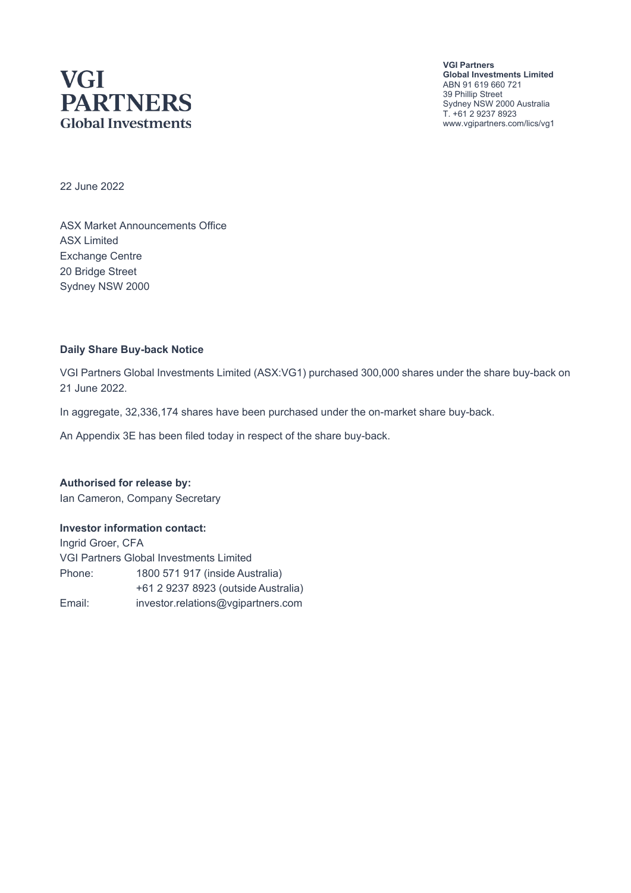**VGI PARTNERS**
**Global Investments**

**VGI Partners**
**Global Investments Limited**
ABN 91 619 660 721
39 Phillip Street
Sydney NSW 2000 Australia
T. +61 2 9237 8923
www.vgipartners.com/lics/vg1

22 June 2022

ASX Market Announcements Office
ASX Limited
Exchange Centre
20 Bridge Street
Sydney NSW 2000

**Daily Share Buy-back Notice**

VGI Partners Global Investments Limited (ASX:VG1) purchased 300,000 shares under the share buy-back on 21 June 2022.

In aggregate, 32,336,174 shares have been purchased under the on-market share buy-back.

An Appendix 3E has been filed today in respect of the share buy-back.

**Authorised for release by:**
Ian Cameron, Company Secretary

**Investor information contact:**
Ingrid Groer, CFA
VGI Partners Global Investments Limited

| | |
|---|---|
| Phone: | 1800 571 917 (inside Australia) |
| | +61 2 9237 8923 (outside Australia) |
| Email: | investor.relations@vgipartners.com |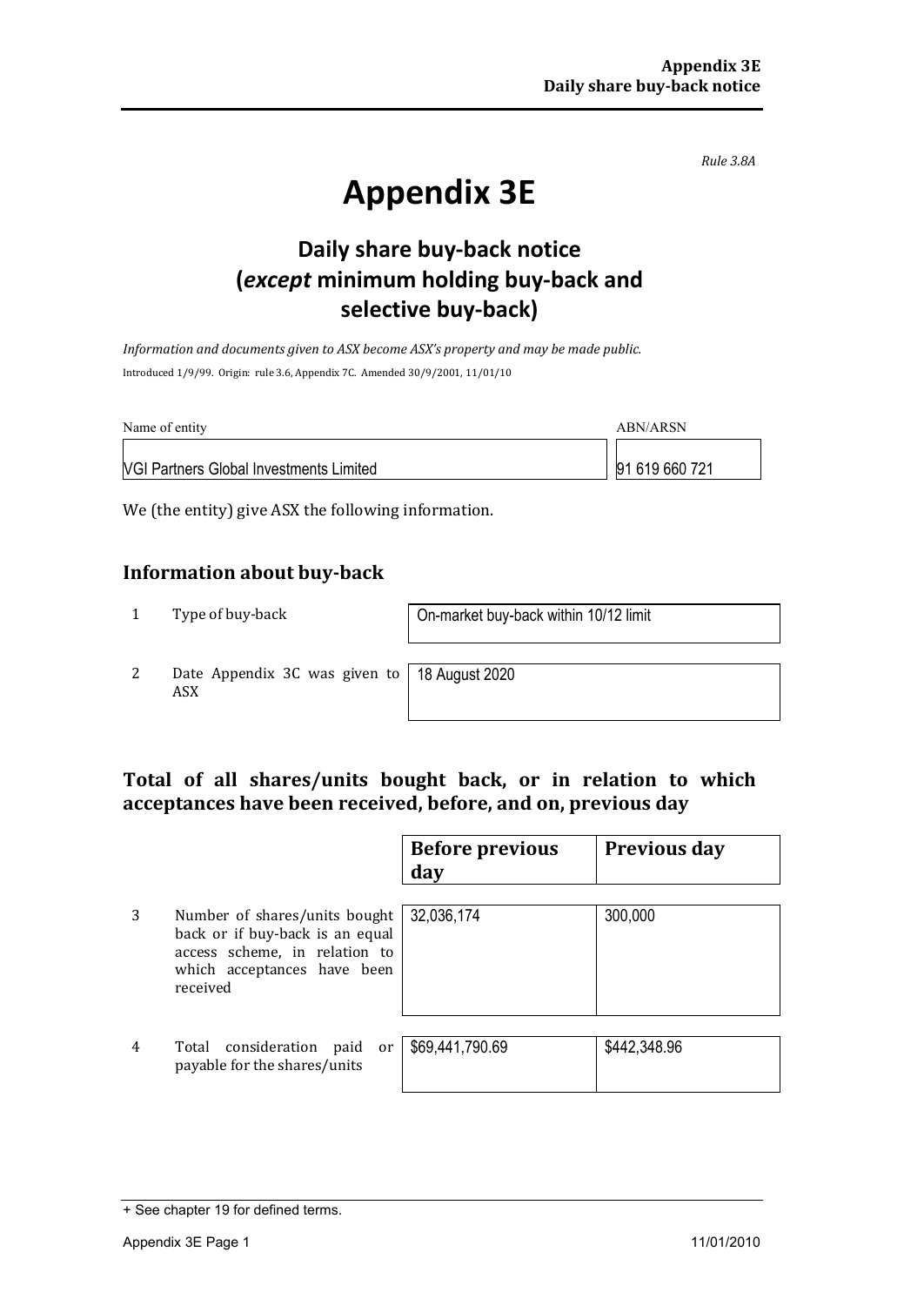*Rule 3.8A*

# Appendix 3E

## Daily share buy-back notice (*except* minimum holding buy-back and selective buy-back)

*Information and documents given to ASX become ASX's property and may be made public.*

Introduced 1/9/99. Origin: rule 3.6, Appendix 7C. Amended 30/9/2001, 11/01/10

| Name of entity | ABN/ARSN |
|---|---|
| VGI Partners Global Investments Limited | 91 619 660 721 |

We (the entity) give ASX the following information.

## Information about buy-back

| | | |
|---|---|---|
| 1 | Type of buy-back | On-market buy-back within 10/12 limit |
| 2 | Date Appendix 3C was given to ASX | 18 August 2020 |

## Total of all shares/units bought back, or in relation to which acceptances have been received, before, and on, previous day

| | | Before previous day | Previous day |
|---|---|---|---|
| 3 | Number of shares/units bought back or if buy-back is an equal access scheme, in relation to which acceptances have been received | 32,036,174 | 300,000 |
| 4 | Total consideration paid or payable for the shares/units | $69,441,790.69 | $442,348.96 |

+ See chapter 19 for defined terms.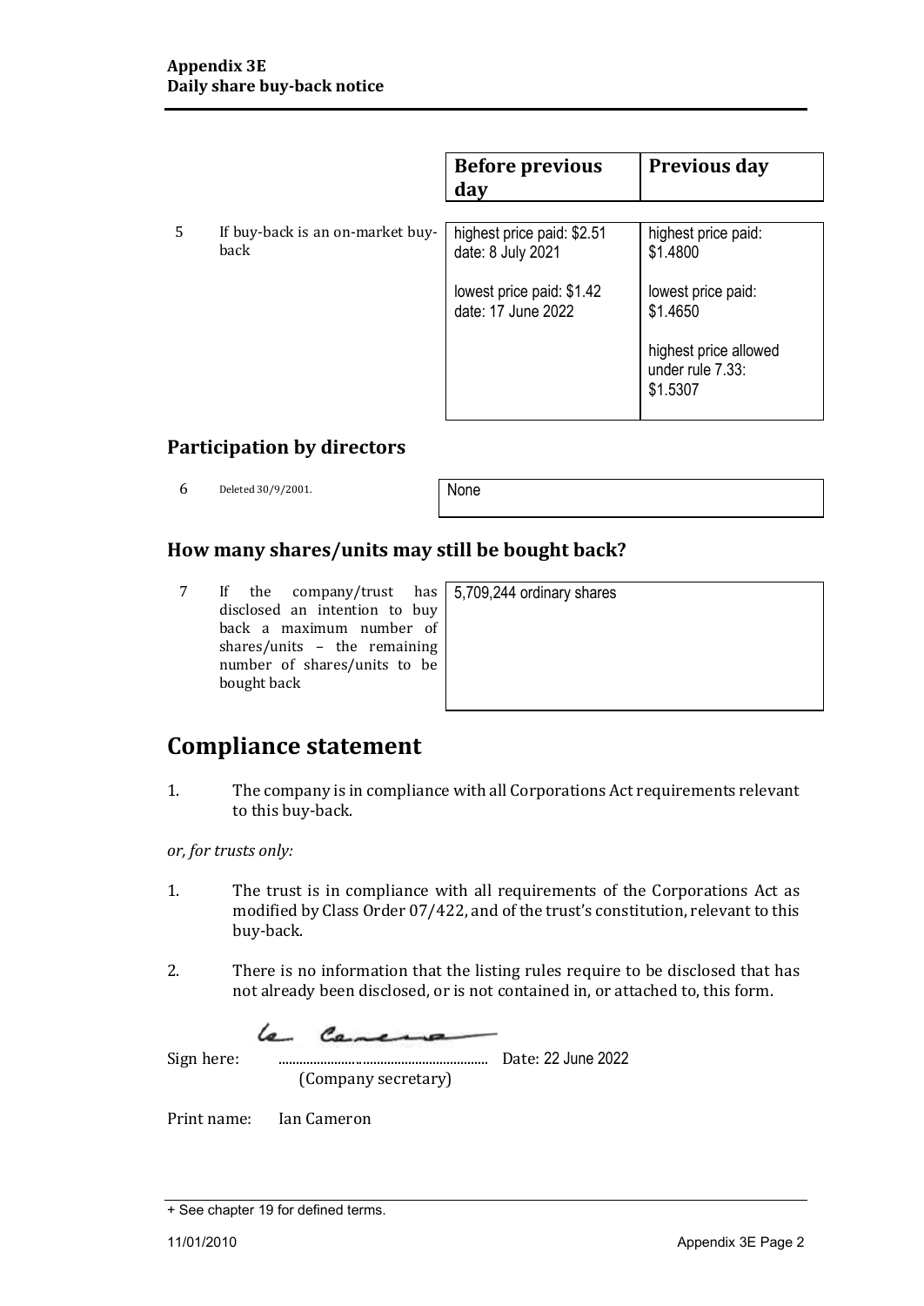| | | Before previous day | Previous day |
|---|---|---|---|
| 5 | If buy-back is an on-market buy-back | highest price paid: $2.51<br>date: 8 July 2021<br><br>lowest price paid: $1.42<br>date: 17 June 2022 | highest price paid: $1.4800<br><br>lowest price paid: $1.4650<br><br>highest price allowed under rule 7.33: $1.5307 |

## Participation by directors

| | | |
|---|---|---|
| 6 | Deleted 30/9/2001. | None |

## How many shares/units may still be bought back?

| | | |
|---|---|---|
| 7 | If the company/trust has disclosed an intention to buy back a maximum number of shares/units – the remaining number of shares/units to be bought back | 5,709,244 ordinary shares |

# Compliance statement

1. The company is in compliance with all Corporations Act requirements relevant to this buy-back.

*or, for trusts only:*

1. The trust is in compliance with all requirements of the Corporations Act as modified by Class Order 07/422, and of the trust's constitution, relevant to this buy-back.

2. There is no information that the listing rules require to be disclosed that has not already been disclosed, or is not contained in, or attached to, this form.

Sign here: ............................................ Date: 22 June 2022
(Company secretary)

Print name: Ian Cameron

+ See chapter 19 for defined terms.